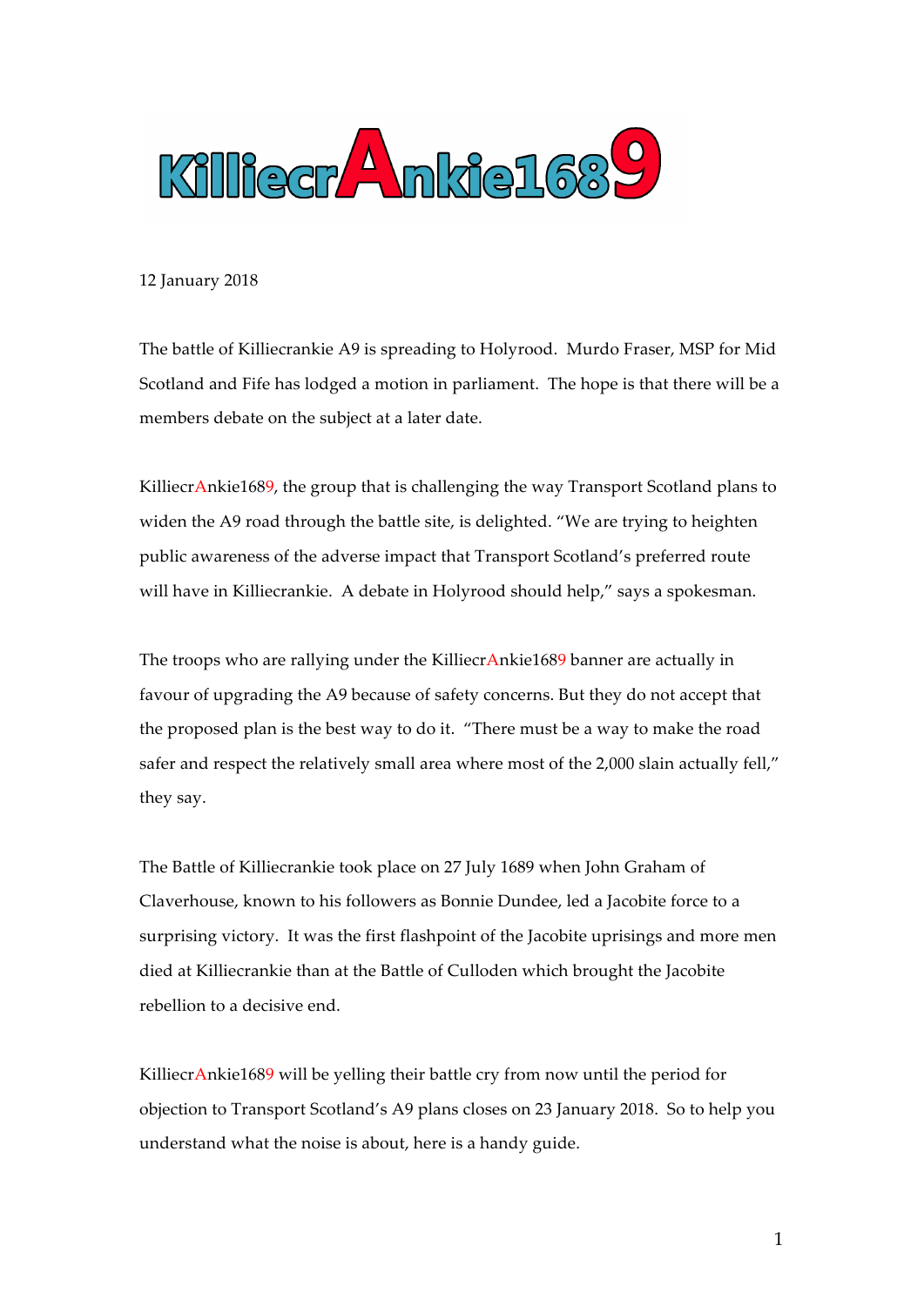# KilliecrAnkie1689

12 January 2018

The battle of Killiecrankie A9 is spreading to Holyrood. Murdo Fraser, MSP for Mid Scotland and Fife has lodged a motion in parliament. The hope is that there will be a members debate on the subject at a later date.

KilliecrAnkie1689, the group that is challenging the way Transport Scotland plans to widen the A9 road through the battle site, is delighted. "We are trying to heighten public awareness of the adverse impact that Transport Scotland's preferred route will have in Killiecrankie. A debate in Holyrood should help," says a spokesman.

The troops who are rallying under the KilliecrAnkie1689 banner are actually in favour of upgrading the A9 because of safety concerns. But they do not accept that the proposed plan is the best way to do it. "There must be a way to make the road safer and respect the relatively small area where most of the 2,000 slain actually fell," they say.

The Battle of Killiecrankie took place on 27 July 1689 when John Graham of Claverhouse, known to his followers as Bonnie Dundee, led a Jacobite force to a surprising victory. It was the first flashpoint of the Jacobite uprisings and more men died at Killiecrankie than at the Battle of Culloden which brought the Jacobite rebellion to a decisive end.

KilliecrAnkie1689 will be yelling their battle cry from now until the period for objection to Transport Scotland's A9 plans closes on 23 January 2018. So to help you understand what the noise is about, here is a handy guide.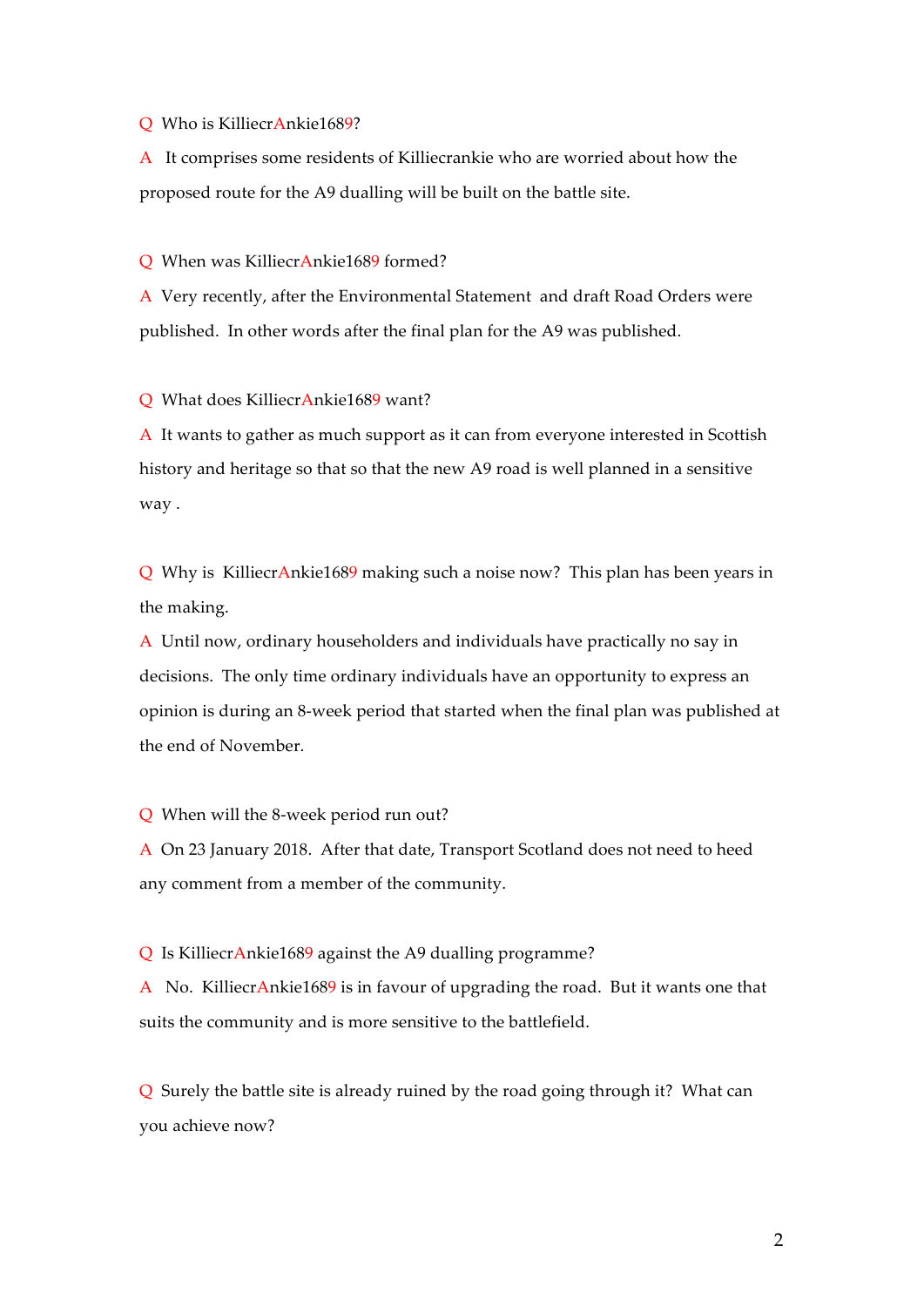Q Who is KilliecrAnkie1689?

A It comprises some residents of Killiecrankie who are worried about how the proposed route for the A9 dualling will be built on the battle site.

Q When was KilliecrAnkie1689 formed?

A Very recently, after the Environmental Statement and draft Road Orders were published. In other words after the final plan for the A9 was published.

Q What does KilliecrAnkie1689 want?

A It wants to gather as much support as it can from everyone interested in Scottish history and heritage so that so that the new A9 road is well planned in a sensitive way .

Q Why is KilliecrAnkie1689 making such a noise now? This plan has been years in the making.

A Until now, ordinary householders and individuals have practically no say in decisions. The only time ordinary individuals have an opportunity to express an opinion is during an 8-week period that started when the final plan was published at the end of November.

Q When will the 8-week period run out?

A On 23 January 2018. After that date, Transport Scotland does not need to heed any comment from a member of the community.

Q Is KilliecrAnkie1689 against the A9 dualling programme?

A No. KilliecrAnkie1689 is in favour of upgrading the road. But it wants one that suits the community and is more sensitive to the battlefield.

Q Surely the battle site is already ruined by the road going through it? What can you achieve now?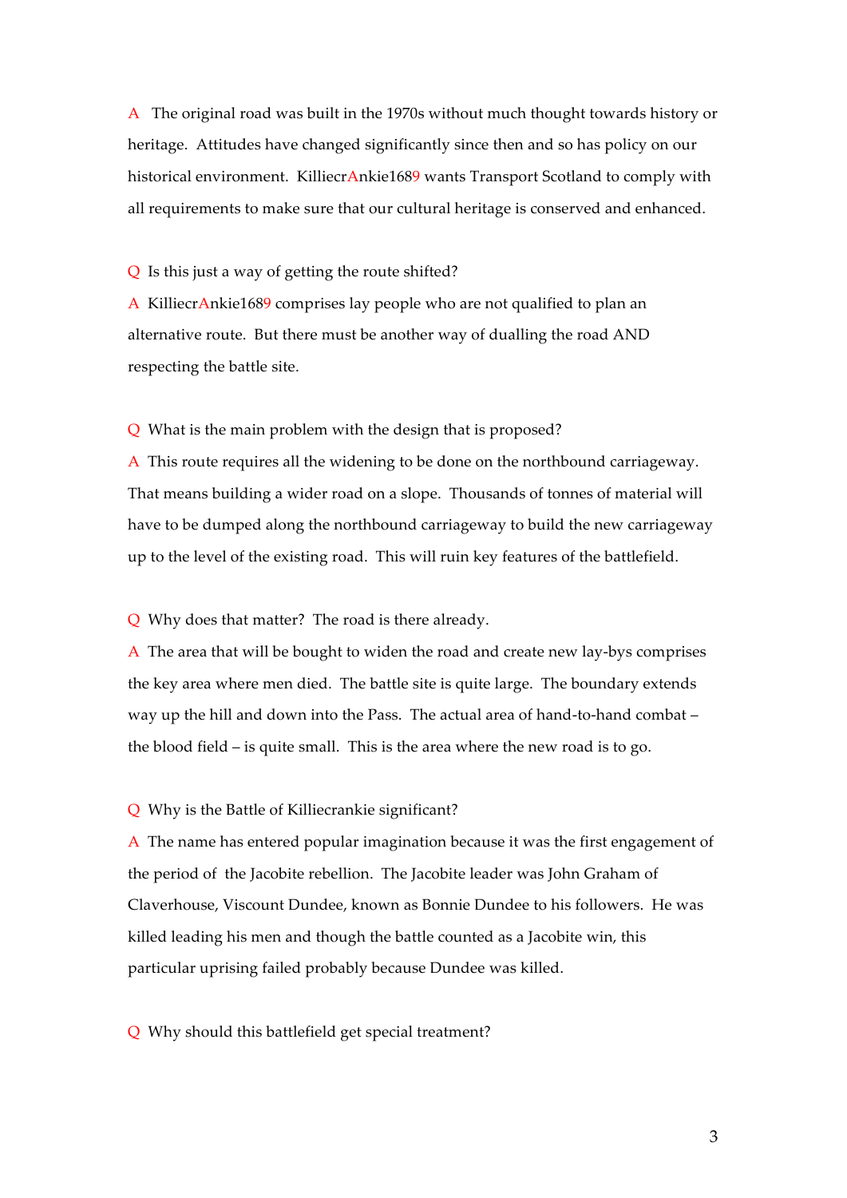A The original road was built in the 1970s without much thought towards history or heritage. Attitudes have changed significantly since then and so has policy on our historical environment. KilliecrAnkie1689 wants Transport Scotland to comply with all requirements to make sure that our cultural heritage is conserved and enhanced.

Q Is this just a way of getting the route shifted?

A KilliecrAnkie1689 comprises lay people who are not qualified to plan an alternative route. But there must be another way of dualling the road AND respecting the battle site.

Q What is the main problem with the design that is proposed?

A This route requires all the widening to be done on the northbound carriageway. That means building a wider road on a slope. Thousands of tonnes of material will have to be dumped along the northbound carriageway to build the new carriageway up to the level of the existing road. This will ruin key features of the battlefield.

Q Why does that matter? The road is there already.

A The area that will be bought to widen the road and create new lay-bys comprises the key area where men died. The battle site is quite large. The boundary extends way up the hill and down into the Pass. The actual area of hand-to-hand combat – the blood field – is quite small. This is the area where the new road is to go.

Q Why is the Battle of Killiecrankie significant?

A The name has entered popular imagination because it was the first engagement of the period of the Jacobite rebellion. The Jacobite leader was John Graham of Claverhouse, Viscount Dundee, known as Bonnie Dundee to his followers. He was killed leading his men and though the battle counted as a Jacobite win, this particular uprising failed probably because Dundee was killed.

Q Why should this battlefield get special treatment?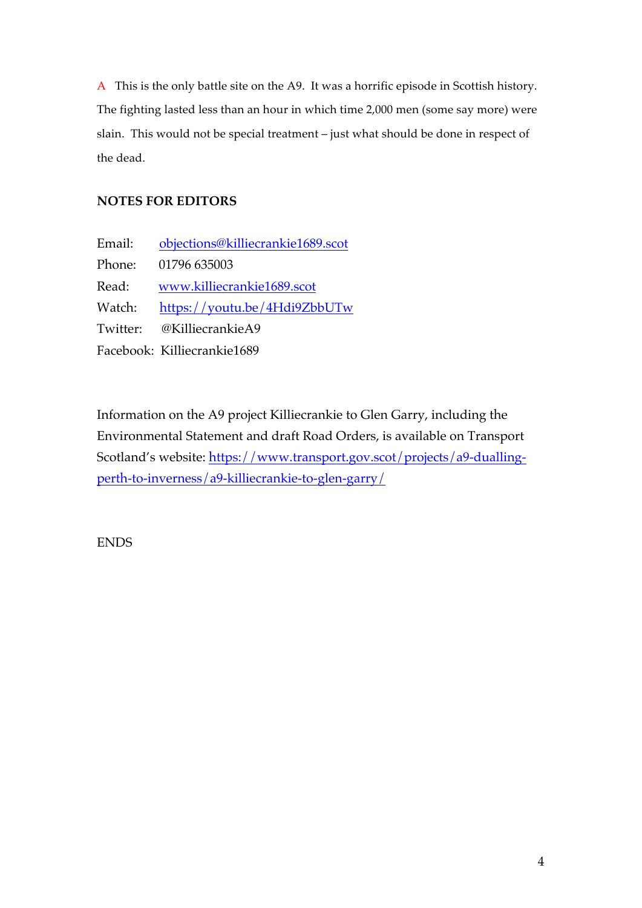A This is the only battle site on the A9. It was a horrific episode in Scottish history. The fighting lasted less than an hour in which time 2,000 men (some say more) were slain. This would not be special treatment – just what should be done in respect of the dead.

**NOTES FOR EDITORS**

Email: objections@killiecrankie1689.scot
Phone: 01796 635003
Read: www.killiecrankie1689.scot
Watch: https://youtu.be/4Hdi9ZbbUTw
Twitter: @KilliecrankieA9
Facebook: Killiecrankie1689

Information on the A9 project Killiecrankie to Glen Garry, including the Environmental Statement and draft Road Orders, is available on Transport Scotland's website: https://www.transport.gov.scot/projects/a9-dualling-perth-to-inverness/a9-killiecrankie-to-glen-garry/

ENDS